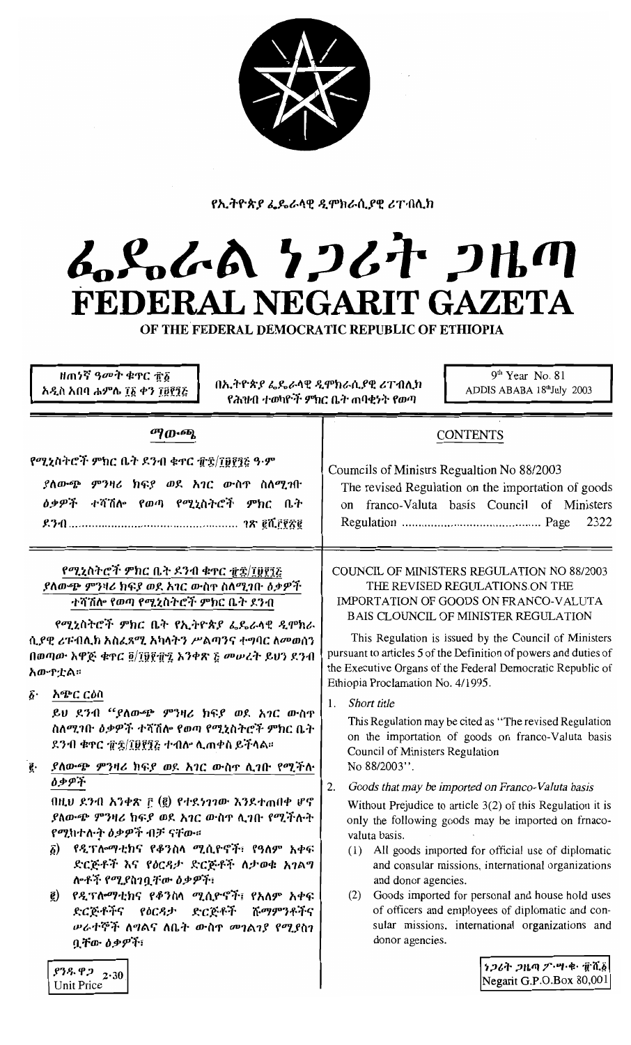የኢትዮጵያ ፌዴራላዊ ዲሞክራሲያዊ ሪፐብሊክ

# ፌዴራል ነጋሪት ጋዜጣ
# FEDERAL NEGARIT GAZETA
## OF THE FEDERAL DEMOCRATIC REPUBLIC OF ETHIOPIA

ዘጠነኛ ዓመት ቁጥር ፹፩
አዲስ አበባ ሐምሌ ፲፩ ቀን ፲፱፻፺፭

በኢትዮጵያ ፌዴራላዊ ዲሞክራሲያዊ ሪፐብሊክ
የሕዝብ ተወካዮች ምክር ቤት ጠባቂነት የወጣ

9th Year No. 81
ADDIS ABABA 18thJuly 2003

## ማውጫ

የሚኒስትሮች ምክር ቤት ደንብ ቁጥር ፹፰/፲፱፻፺፭ ዓ.ም

ያለውጭ ምንዛሪ ክፍያ ወደ አገር ውስጥ ስለሚገቡ ዕቃዎች ተሻሽሎ የወጣ የሚኒስትሮች ምክር ቤት ደንብ ........................................ ገጽ ፪ሺ፫፻፳፪

## CONTENTS

Coumcils of Ministrs Regualtion No 88/2003

The revised Regulation on the importation of goods on franco-Valuta basis Council of Ministers Regulation ........................................ Page 2322

### የሚኒስትሮች ምክር ቤት ደንብ ቁጥር ፹፰/፲፱፻፺፭
### ያለውጭ ምንዛሪ ክፍያ ወደ አገር ውስጥ ስለሚገቡ ዕቃዎች ተሻሽሎ የወጣ የሚኒስትሮች ምክር ቤት ደንብ

የሚኒስትሮች ምክር ቤት የኢትዮጵያ ፌዴራላዊ ዲሞክራሲያዊ ሪፐብሊክ አስፈጻሚ አካላትን ሥልጣንና ተግባር ለመወሰን በወጣው አዋጅ ቁጥር ፬/፲፱፻፹፯ አንቀጽ ፭ መሠረት ይህን ደንብ አውጥቷል።

፩· **አጭር ርዕስ**

ይህ ደንብ "ያለውጭ ምንዛሪ ክፍያ ወደ አገር ውስጥ ስለሚገቡ ዕቃዎች ተሻሽሎ የወጣ የሚኒስትሮች ምክር ቤት ደንብ ቁጥር ፹፰/፲፱፻፺፭ ተብሎ ሊጠቀስ ይችላል።

፪· **ያለውጭ ምንዛሪ ክፍያ ወደ አገር ውስጥ ሊገቡ የሚችሉ ዕቃዎች**

በዚህ ደንብ አንቀጽ ፫ (፪) የተደነገገው እንደተጠበቀ ሆኖ ያለውጭ ምንዛሪ ክፍያ ወደ አገር ውስጥ ሊገቡ የሚችሉት የሚከተሉት ዕቃዎች ብቻ ናቸው።

፩) የዲፕሎማቲክና የቆንስላ ሚሲዮኖች፣ የዓለም አቀፍ ድርጅቶች እና የዕርዳታ ድርጅቶች ለታወቁ አገልግሎቶች የሚያስገቧቸው ዕቃዎች፣

፪) የዲፕሎማቲክና የቆንስላ ሚሲዮኖች፣ የአለም አቀፍ ድርጅቶችና የዕርዳታ ድርጅቶች ሹማምንቶችና ሠራተኞች ለግልና ለቤት ውስጥ መገልገያ የሚያስገቧቸው ዕቃዎች፣

### COUNCIL OF MINISTERS REGULATION NO 88/2003
### THE REVISED REGULATIONS ON THE IMPORTATION OF GOODS ON FRANCO-VALUTA BAIS CLOUNCIL OF MINISTER REGULATION

This Regulation is issued by the Council of Ministers pursuant to articles 5 of the Definition of powers and duties of the Executive Organs of the Federal Democratic Republic of Ethiopia Proclamation No. 4/1995.

1. *Short title*

This Regulation may be cited as "The revised Regulation on the importation of goods on franco-Valuta basis Council of Ministers Regulation No 88/2003".

2. *Goods that may be imported on Franco-Valuta basis*

Without Prejudice to article 3(2) of this Regulation it is only the following goods may be imported on frnaco-valuta basis.

(1) All goods imported for official use of diplomatic and consular missions, international organizations and donor agencies.

(2) Goods imported for personal and house hold uses of officers and employees of diplomatic and consular missions, international organizations and donor agencies.

ያንዱ ዋጋ 2·30
Unit Price

ነጋሪት ጋዜጣ ፖ·ሣ·ቁ· ፹ሺ፩
Negarit G.P.O.Box 80,001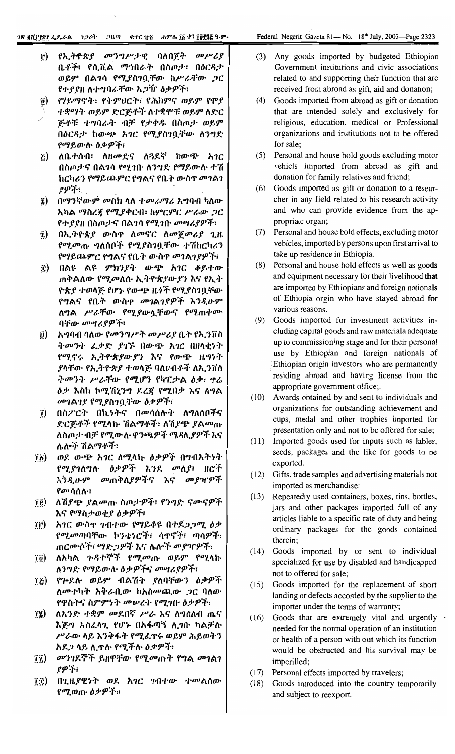፫) የኢትዮጵያ መንግሥታዊ ባለበጀት መሥሪያ ቤቶች፣ የሲቪል ማኅበራት በስጦታ፣ በዕርዳታ ወይም በልገሳ የሚያስገቧቸው ከሥራቸው ጋር የተያያዘ ለተግባራቸው አጋዥ ዕቃዎች፣

፬) የሃይማኖት፣ የትምህርት፣ የሕክምና ወይም የሞያ ተቋማት ወይም ድርጅቶች ለተቋሞቹ ወይም ለድርጅቶቹ ተግባራት ብቻ የታቀዱ በስጦታ ወይም በዕርዳታ ከውጭ አገር የሚያስገቧቸው ለንግድ የማይውሉ ዕቃዎች፣

፭) ለቤተሰብ፣ ለዘመድና ለጓደኛ ከውጭ አገር በስጦታና በልገሳ የሚገቡ ለንግድ የማይውሉ ተሽከርካሪን የማይጨምር የግልና የቤት ውስጥ መገልገያዎች፣

፮) በማንኛውም መስክ ላሉ ተመራማሪ አግባብ ካለው አካል ማስረጃ የሚያቀርብ፣ ከምርምር ሥራው ጋር የተያያዘ በስጦታና በልገሳ የሚገቡ መሣሪያዎች፣

፯) በኢትዮጵያ ውስጥ ለመኖር ለመጀመሪያ ጊዜ የሚመጡ ግለሰቦች የሚያስገቧቸው ተሽከርካሪን የማይጨምር የግልና የቤት ውስጥ መገልገያዎች፣

፰) በልዩ ልዩ ምክንያት ውጭ አገር ቆይተው ጠቅልለው የሚመለሱ ኢትዮጵያውያን እና የኢትዮጵያ ተወላጅ የሆኑ የውጭ ዜጎች የሚያስገቧቸው የግልና የቤት ውስጥ መገልገያዎች እንዲሁም ለግል ሥራቸው የሚያውሏቸውና የሚጠቀሙባቸው መሣሪያዎች፣

፱) አግባብ ባለው የመንግሥት መሥሪያ ቤት የኢንቨስትመንት ፈቃድ ያገኙ በውጭ አገር በዘላቂነት የሚኖሩ ኢትዮጵያውያን እና የውጭ ዜግነት ያላቸው የኢትዮጵያ ተወላጅ ባለሀብቶች ለኢንቨስትመንት ሥራቸው የሚሆን የካፒታል ዕቃ፣ ጥሬ ዕቃ እስከ ኮሚሽኒንግ ደረጃ የሚበቃ እና ለግል መገልገያ የሚያስገቧቸው ዕቃዎች፣

፲) በስፖርት በኪነትና በመሳሰሉት ለግለሰቦችና ድርጅቶች የሚላኩ ሽልማቶች፣ ለሽያጭ ያልመጡ ለስጦታ ብቻ የሚውሉ ዋንጫዎች ሜዳሊያዎች እና ሌሎች ሽልማቶች፣

፲፩) ወደ ውጭ አገር ለሚላኩ ዕቃዎች በግብአትነት የሚያገለግሉ ዕቃዎች እንደ መለያ፣ ዘሮች እንዲሁም መጠቅለያዎችና እና መያዣዎች የመሳሰሉ፣

፲፪) ለሽያጭ ያልመጡ ስጦታዎች፣ የንግድ ናሙናዎች እና የማስታወቂያ ዕቃዎች፣

፲፫) አገር ውስጥ ገብተው የማይቆዩ በተደጋጋሚ ዕቃ የሚመጣባቸው ኮንቴነሮች፣ ሳጥኖች፣ ጣሳዎች፣ ጠርሙሶች፣ ማድጋዎች እና ሌሎች መያዣዎች፣

፲፬) ለአካል ጉዳተኞች የሚመጡ ወይም የሚላኩ ለንግድ የማይውሉ ዕቃዎችና መሣሪያዎች፣

፲፭) የጐደሉ ወይም ብልሽት ያለባቸውን ዕቃዎች ለመተካት አቅራቢው ከአስመጪው ጋር ባለው የዋስትና ስምምነት መሠረት የሚገቡ ዕቃዎች፣

፲፮) ለአንድ ተቋም መደበኛ ሥራ እና ለግለሰብ ጤና እጅግ አስፈላጊ የሆኑ በአፋጣኝ ሊገቡ ካልቻሉ ሥራው ላይ እንቅፋት የሚፈጥሩ ወይም ሕይወትን አደጋ ላይ ሊጥሉ የሚችሉ ዕቃዎች፣

፲፯) መንገደኞች ይዘዋቸው የሚመጡት የግል መገልገያዎች፣

፲፰) በጊዜያዊነት ወደ አገር ገብተው ተመልሰው የሚወጡ ዕቃዎች።

(3) Any goods imported by budgeted Ethiopian Government institutions and civic associations related to and supporting their function that are received from abroad as gift, aid and donation;

(4) Goods imported from abroad as gift or donation that are intended solely and exclusively for religious, education, medical or Professional organizations and institutions not to be offered for sale;

(5) Personal and house hold goods excluding motor vehicls imported from abroad as gift and donation for family relatives and friend;

(6) Goods imported as gift or donation to a researcher in any field related to his research activity and who can provide evidence from the appropriate organ;

(7) Personal and house hold effects, excluding motor vehicles, imported by persons upon first arrival to take up residence in Ethiopia.

(8) Personal and house hold effects as well as goods and equipment necessary for their livelihood that are imported by Ethiopians and foreign nationals of Ethiopia orgin who have stayed abroad for various reasons.

(9) Goods imported for investment activities including capital goods and raw materiala adequate up to commissioning stage and for their personal use by Ethiopian and foreign nationals of Ethiopian origin investors who are permanently residing abroad and having license from the appropriate government office;.

(10) Awards obtained by and sent to individuals and organizations for outstanding achievement and cups, medal and other trophies imported for presentation only and not to be offered for sale;

(11) Imported goods used for inputs such as lables, seeds, packages and the like for goods to be exported.

(12) Gifts, trade samples and advertising materials not imported as merchandise;

(13) Repeatedly used containers, boxes, tins, bottles, jars and other packages imported full of any articles liable to a specific rate of duty and being ordinary packages for the goods contained therein;

(14) Goods imported by or sent to individual specialized for use by disabled and handicapped not to offered for sale;

(15) Goods imported for the replacement of short landing or defects accorded by the supplier to the importer under the terms of warranty;

(16) Goods that are extremely vital and urgently needed for the normal operation of an institution or health of a person with out which its function would be obstructed and his survival may be imperilled;

(17) Personal effects imported by travelers;

(18) Goods introduced into the country temporarily and subject to reexport.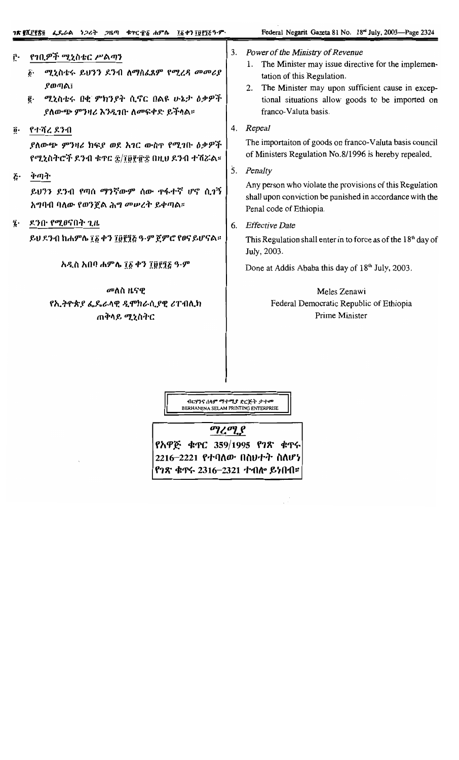፫· የገቢዎች ሚኒስቴር ሥልጣን

፩· ሚኒስቴሩ ይህንን ደንብ ለማስፈጸም የሚረዳ መመሪያ ያወጣል፤

፪· ሚኒስቴሩ በቂ ምክንያት ሲኖር በልዩ ሁኔታ ዕቃዎች ያለውጭ ምንዛሪ እንዲገቡ ለመፍቀድ ይችላል።

፬· የተሻረ ደንብ

ያለውጭ ምንዛሪ ክፍያ ወደ አገር ውስጥ የሚገቡ ዕቃዎች የሚኒስትሮች ደንብ ቁጥር ፰/፲፱፻፹፰ በዚህ ደንብ ተሽሯል።

፭· ቅጣት

ይህንን ደንብ የጣሰ ማንኛውም ሰው ጥፋተኛ ሆኖ ሲገኝ አግባብ ባለው የወንጀል ሕግ መሠረት ይቀጣል።

፮· ደንቡ የሚፀናበት ጊዜ

ይህ ደንብ ከሐምሌ ፲፩ ቀን ፲፱፻፺፭ ዓ·ም ጀምሮ የፀና ይሆናል።

አዲስ አበባ ሐምሌ ፲፩ ቀን ፲፱፻፺፭ ዓ·ም

መለስ ዜናዊ

የኢትዮጵያ ፌዴራላዊ ዲሞክራሲያዊ ሪፐብሊክ

ጠቅላይ ሚኒስትር

3. *Power of the Ministry of Revenue*

 1. The Minister may issue directive for the implementation of this Regulation.
 2. The Minister may upon sufficient cause in exceptional situations allow goods to be imported on franco-Valuta basis.

4. *Repeal*

 The importaiton of goods on franco-Valuta basis council of Ministers Regulation No.8/1996 is hereby repealed.

5. *Penalty*

 Any person who violate the provisions of this Regulation shall upon conviction be punished in accordance with the Penal code of Ethiopia.

6. *Effective Date*

 This Regulation shall enter in to force as of the 18th day of July, 2003.

Done at Addis Ababa this day of 18th July, 2003.

Meles Zenawi

Federal Democratic Republic of Ethiopia

Prime Minister

ብርሃንና ሰላም ማተሚያ ድርጅት ታተመ
BERHANENA SELAM PRINTING ENTERPRISE

**ማረሚያ**

የአዋጅ ቁጥር 359/1995 የገጽ ቁጥሩ 2216–2221 የተባለው በስህተት ስለሆነ የገጽ ቁጥሩ 2316–2321 ተብሎ ይነበብ።